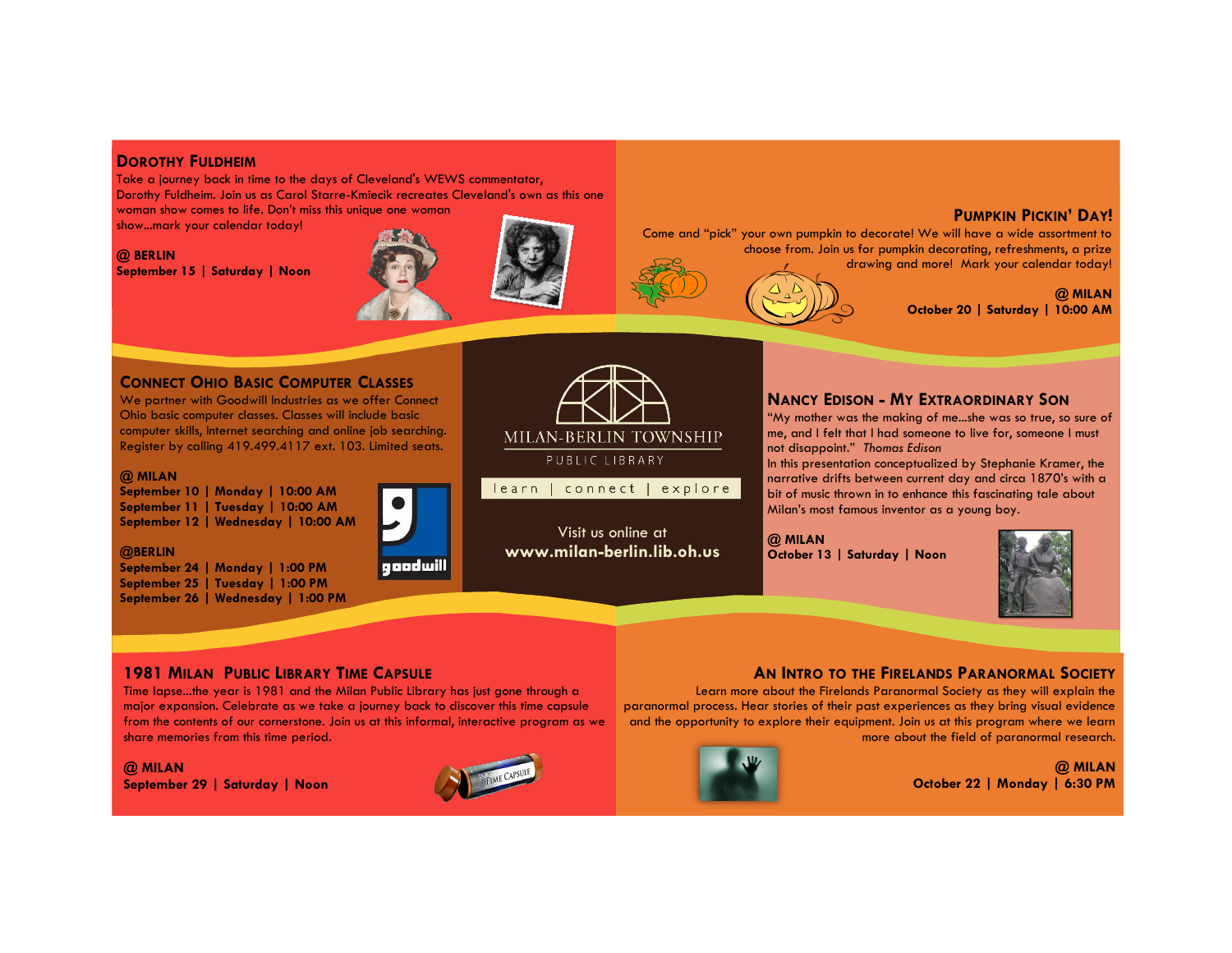## Dorothy Fuldheim

Take a journey back in time to the days of Cleveland's WEWS commentator, Dorothy Fuldheim. Join us as Carol Starre-Kmiecik recreates Cleveland's own as this one woman show comes to life. Don't miss this unique one woman show...mark your calendar today!

**@ BERLIN**
**September 15 | Saturday | Noon**

## Pumpkin Pickin' Day!

Come and "pick" your own pumpkin to decorate! We will have a wide assortment to choose from. Join us for pumpkin decorating, refreshments, a prize drawing and more! Mark your calendar today!

**@ MILAN**
**October 20 | Saturday | 10:00 AM**

## Connect Ohio Basic Computer Classes

We partner with Goodwill Industries as we offer Connect Ohio basic computer classes. Classes will include basic computer skills, Internet searching and online job searching. Register by calling 419.499.4117 ext. 103. Limited seats.

**@ MILAN**
**September 10 | Monday | 10:00 AM**
**September 11 | Tuesday | 10:00 AM**
**September 12 | Wednesday | 10:00 AM**

**@BERLIN**
**September 24 | Monday | 1:00 PM**
**September 25 | Tuesday | 1:00 PM**
**September 26 | Wednesday | 1:00 PM**

MILAN-BERLIN TOWNSHIP
PUBLIC LIBRARY

learn | connect | explore

Visit us online at
**www.milan-berlin.lib.oh.us**

## Nancy Edison - My Extraordinary Son

"My mother was the making of me...she was so true, so sure of me, and I felt that I had someone to live for, someone I must not disappoint." *Thomas Edison*

In this presentation conceptualized by Stephanie Kramer, the narrative drifts between current day and circa 1870's with a bit of music thrown in to enhance this fascinating tale about Milan's most famous inventor as a young boy.

**@ MILAN**
**October 13 | Saturday | Noon**

## 1981 Milan Public Library Time Capsule

Time lapse...the year is 1981 and the Milan Public Library has just gone through a major expansion. Celebrate as we take a journey back to discover this time capsule from the contents of our cornerstone. Join us at this informal, interactive program as we share memories from this time period.

**@ MILAN**
**September 29 | Saturday | Noon**

## An Intro to the Firelands Paranormal Society

Learn more about the Firelands Paranormal Society as they will explain the paranormal process. Hear stories of their past experiences as they bring visual evidence and the opportunity to explore their equipment. Join us at this program where we learn more about the field of paranormal research.

**@ MILAN**
**October 22 | Monday | 6:30 PM**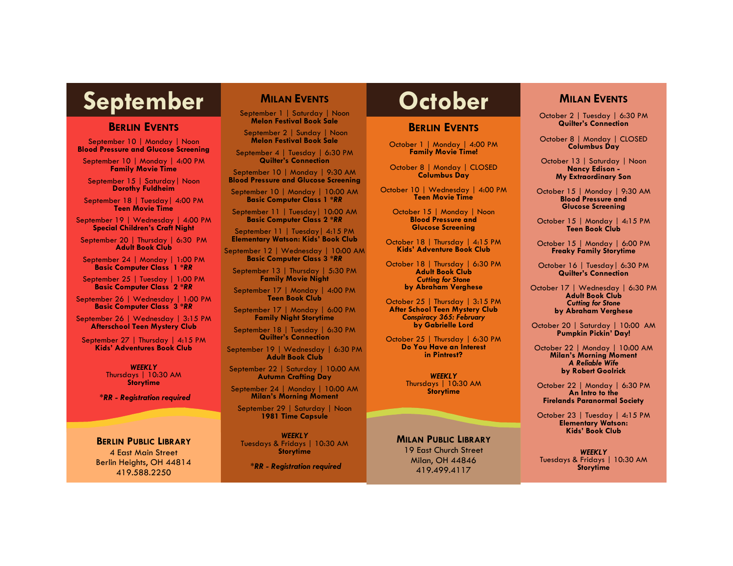# September

## Berlin Events

September 10 | Monday | Noon
**Blood Pressure and Glucose Screening**

September 10 | Monday | 4:00 PM
**Family Movie Time**

September 15 | Saturday| Noon
**Dorothy Fuldheim**

September 18 | Tuesday| 4:00 PM
**Teen Movie Time**

September 19 | Wednesday | 4:00 PM
**Special Children's Craft Night**

September 20 | Thursday | 6:30 PM
**Adult Book Club**

September 24 | Monday | 1:00 PM
**Basic Computer Class 1 *RR**

September 25 | Tuesday | 1:00 PM
**Basic Computer Class 2 *RR**

September 26 | Wednesday | 1:00 PM
**Basic Computer Class 3 *RR**

September 26 | Wednesday | 3:15 PM
**Afterschool Teen Mystery Club**

September 27 | Thursday | 4:15 PM
**Kids' Adventures Book Club**

***WEEKLY***
Thursdays | 10:30 AM
**Storytime**

****RR - Registration required***

**Berlin Public Library**
4 East Main Street
Berlin Heights, OH 44814
419.588.2250

## Milan Events

September 1 | Saturday | Noon
**Melon Festival Book Sale**

September 2 | Sunday | Noon
**Melon Festival Book Sale**

September 4 | Tuesday | 6:30 PM
**Quilter's Connection**

September 10 | Monday | 9:30 AM
**Blood Pressure and Glucose Screening**

September 10 | Monday | 10:00 AM
**Basic Computer Class 1 *RR**

September 11 | Tuesday| 10:00 AM
**Basic Computer Class 2 *RR**

September 11 | Tuesday| 4:15 PM
**Elementary Watson: Kids' Book Club**

September 12 | Wednesday | 10:00 AM
**Basic Computer Class 3 *RR**

September 13 | Thursday | 5:30 PM
**Family Movie Night**

September 17 | Monday | 4:00 PM
**Teen Book Club**

September 17 | Monday | 6:00 PM
**Family Night Storytime**

September 18 | Tuesday | 6:30 PM
**Quilter's Connection**

September 19 | Wednesday | 6:30 PM
**Adult Book Club**

September 22 | Saturday | 10:00 AM
**Autumn Crafting Day**

September 24 | Monday | 10:00 AM
**Milan's Morning Moment**

September 29 | Saturday | Noon
**1981 Time Capsule**

***WEEKLY***
Tuesdays & Fridays | 10:30 AM
**Storytime**

****RR - Registration required***

# October

## Berlin Events

October 1 | Monday | 4:00 PM
**Family Movie Time!**

October 8 | Monday | CLOSED
**Columbus Day**

October 10 | Wednesday | 4:00 PM
**Teen Movie Time**

October 15 | Monday | Noon
**Blood Pressure and Glucose Screening**

October 18 | Thursday | 4:15 PM
**Kids' Adventure Book Club**

October 18 | Thursday | 6:30 PM
**Adult Book Club**
***Cutting for Stone***
**by Abraham Verghese**

October 25 | Thursday | 3:15 PM
**After School Teen Mystery Club**
***Conspiracy 365: February***
**by Gabrielle Lord**

October 25 | Thursday | 6:30 PM
**Do You Have an Interest in Pintrest?**

***WEEKLY***
Thursdays | 10:30 AM
**Storytime**

**Milan Public Library**
19 East Church Street
Milan, OH 44846
419.499.4117

## Milan Events

October 2 | Tuesday | 6:30 PM
**Quilter's Connection**

October 8 | Monday | CLOSED
**Columbus Day**

October 13 | Saturday | Noon
**Nancy Edison - My Extraordinary Son**

October 15 | Monday | 9:30 AM
**Blood Pressure and Glucose Screening**

October 15 | Monday | 4:15 PM
**Teen Book Club**

October 15 | Monday | 6:00 PM
**Freaky Family Storytime**

October 16 | Tuesday| 6:30 PM
**Quilter's Connection**

October 17 | Wednesday | 6:30 PM
**Adult Book Club**
***Cutting for Stone***
**by Abraham Verghese**

October 20 | Saturday | 10:00 AM
**Pumpkin Pickin' Day!**

October 22 | Monday | 10:00 AM
**Milan's Morning Moment**
***A Reliable Wife***
**by Robert Goolrick**

October 22 | Monday | 6:30 PM
**An Intro to the Firelands Paranormal Society**

October 23 | Tuesday | 4:15 PM
**Elementary Watson: Kids' Book Club**

***WEEKLY***
Tuesdays & Fridays | 10:30 AM
**Storytime**